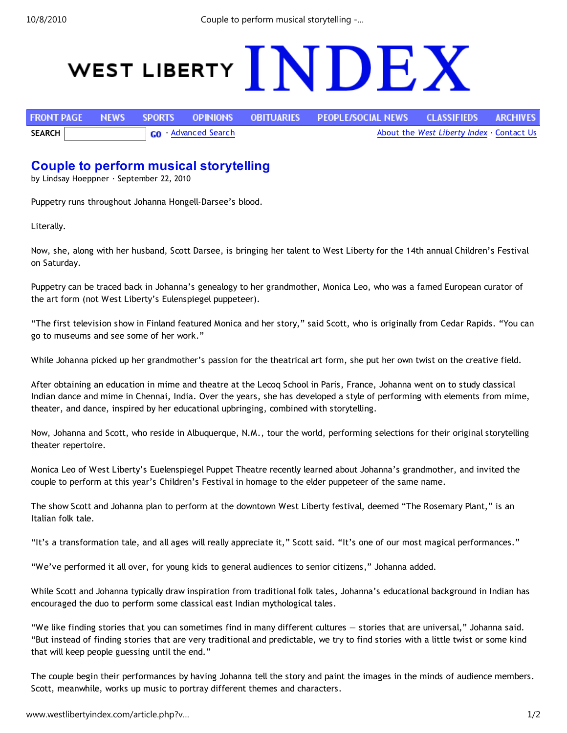# WEST LIBERTY INDEX

FRONT PAGE | NEWS | SPORTS | OPINIONS | OBITUARIES | PEOPLE/SOCIAL NEWS | CLASSIFIEDS | ARCHIVES

SEARCH GO · Advanced Search · About the *West Liberty Index* · Contact Us

## Couple to perform musical storytelling

by Lindsay Hoeppner · September 22, 2010

Puppetry runs throughout Johanna Hongell-Darsee's blood.

Literally.

Now, she, along with her husband, Scott Darsee, is bringing her talent to West Liberty for the 14th annual Children's Festival on Saturday.

Puppetry can be traced back in Johanna's genealogy to her grandmother, Monica Leo, who was a famed European curator of the art form (not West Liberty's Eulenspiegel puppeteer).

"The first television show in Finland featured Monica and her story," said Scott, who is originally from Cedar Rapids. "You can go to museums and see some of her work."

While Johanna picked up her grandmother's passion for the theatrical art form, she put her own twist on the creative field.

After obtaining an education in mime and theatre at the Lecoq School in Paris, France, Johanna went on to study classical Indian dance and mime in Chennai, India. Over the years, she has developed a style of performing with elements from mime, theater, and dance, inspired by her educational upbringing, combined with storytelling.

Now, Johanna and Scott, who reside in Albuquerque, N.M., tour the world, performing selections for their original storytelling theater repertoire.

Monica Leo of West Liberty's Euelenspiegel Puppet Theatre recently learned about Johanna's grandmother, and invited the couple to perform at this year's Children's Festival in homage to the elder puppeteer of the same name.

The show Scott and Johanna plan to perform at the downtown West Liberty festival, deemed "The Rosemary Plant," is an Italian folk tale.

"It's a transformation tale, and all ages will really appreciate it," Scott said. "It's one of our most magical performances."

"We've performed it all over, for young kids to general audiences to senior citizens," Johanna added.

While Scott and Johanna typically draw inspiration from traditional folk tales, Johanna's educational background in Indian has encouraged the duo to perform some classical east Indian mythological tales.

"We like finding stories that you can sometimes find in many different cultures — stories that are universal," Johanna said. "But instead of finding stories that are very traditional and predictable, we try to find stories with a little twist or some kind that will keep people guessing until the end."

The couple begin their performances by having Johanna tell the story and paint the images in the minds of audience members. Scott, meanwhile, works up music to portray different themes and characters.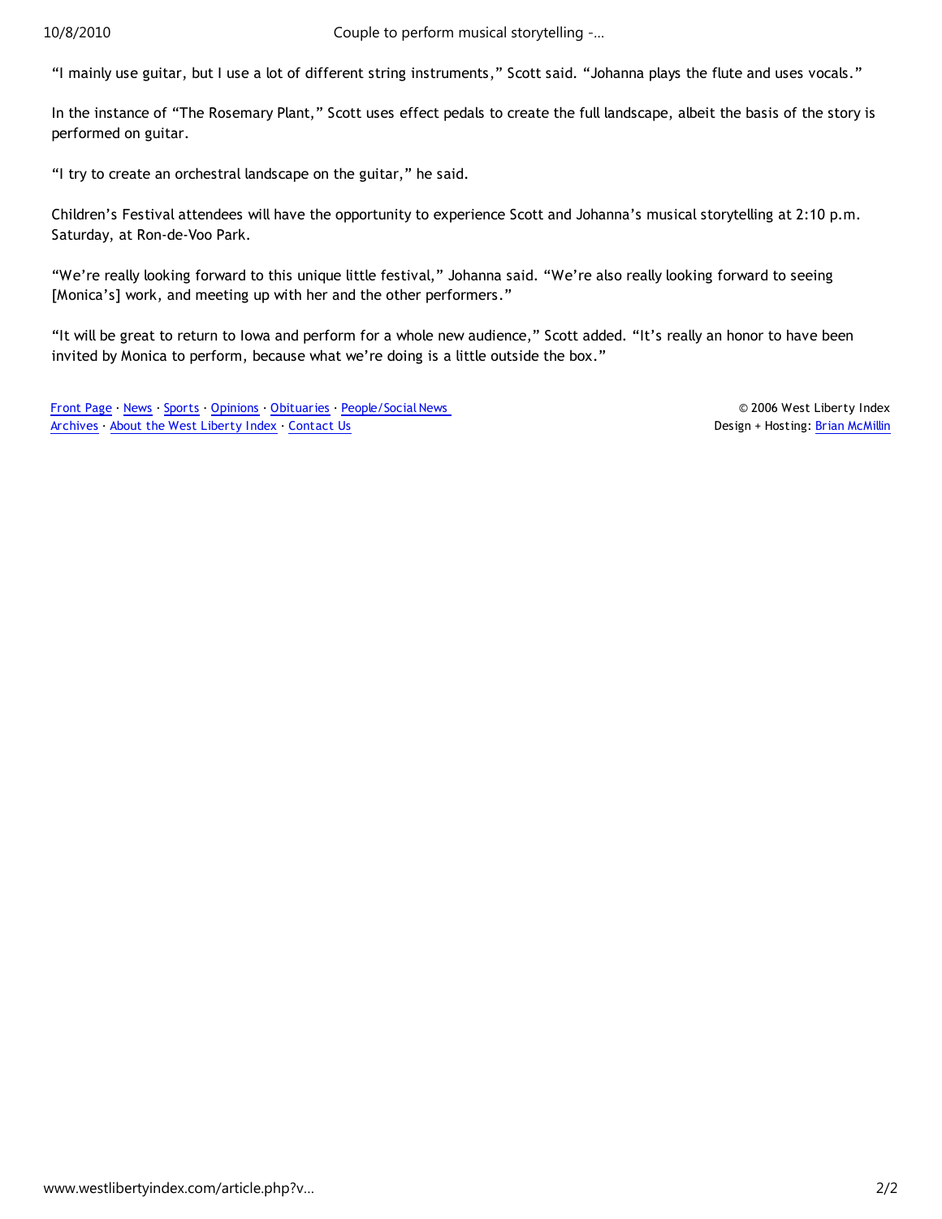"I mainly use guitar, but I use a lot of different string instruments," Scott said. "Johanna plays the flute and uses vocals."

In the instance of "The Rosemary Plant," Scott uses effect pedals to create the full landscape, albeit the basis of the story is performed on guitar.

"I try to create an orchestral landscape on the guitar," he said.

Children's Festival attendees will have the opportunity to experience Scott and Johanna's musical storytelling at 2:10 p.m. Saturday, at Ron-de-Voo Park.

"We're really looking forward to this unique little festival," Johanna said. "We're also really looking forward to seeing [Monica's] work, and meeting up with her and the other performers."

"It will be great to return to Iowa and perform for a whole new audience," Scott added. "It's really an honor to have been invited by Monica to perform, because what we're doing is a little outside the box."

Front Page · News · Sports · Opinions · Obituaries · People/Social News
Archives · About the West Liberty Index · Contact Us

© 2006 West Liberty Index
Design + Hosting: Brian McMillin